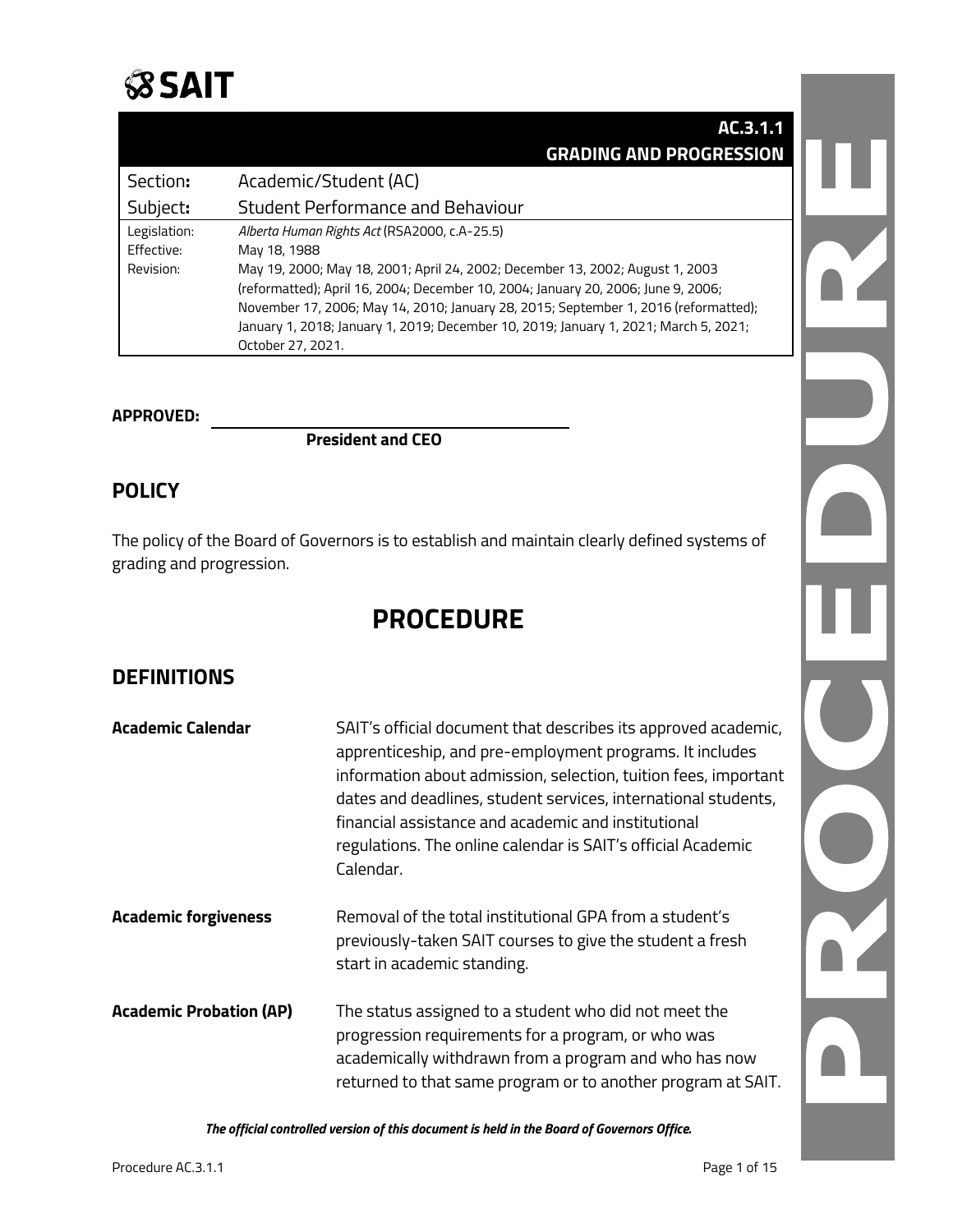# SAIT

| | AC.3.1.1 GRADING AND PROGRESSION |
|---|---|
| Section**:** | Academic/Student (AC) |
| Subject**:** | Student Performance and Behaviour |
| Legislation: | *Alberta Human Rights Act* (RSA2000, c.A-25.5) |
| Effective: | May 18, 1988 |
| Revision: | May 19, 2000; May 18, 2001; April 24, 2002; December 13, 2002; August 1, 2003 (reformatted); April 16, 2004; December 10, 2004; January 20, 2006; June 9, 2006; November 17, 2006; May 14, 2010; January 28, 2015; September 1, 2016 (reformatted); January 1, 2018; January 1, 2019; December 10, 2019; January 1, 2021; March 5, 2021; October 27, 2021. |

**APPROVED:** ______________________________

**President and CEO**

## POLICY

The policy of the Board of Governors is to establish and maintain clearly defined systems of grading and progression.

# PROCEDURE

## DEFINITIONS

**Academic Calendar**: SAIT's official document that describes its approved academic, apprenticeship, and pre-employment programs. It includes information about admission, selection, tuition fees, important dates and deadlines, student services, international students, financial assistance and academic and institutional regulations. The online calendar is SAIT's official Academic Calendar.

**Academic forgiveness**: Removal of the total institutional GPA from a student's previously-taken SAIT courses to give the student a fresh start in academic standing.

**Academic Probation (AP)**: The status assigned to a student who did not meet the progression requirements for a program, or who was academically withdrawn from a program and who has now returned to that same program or to another program at SAIT.

***The official controlled version of this document is held in the Board of Governors Office.***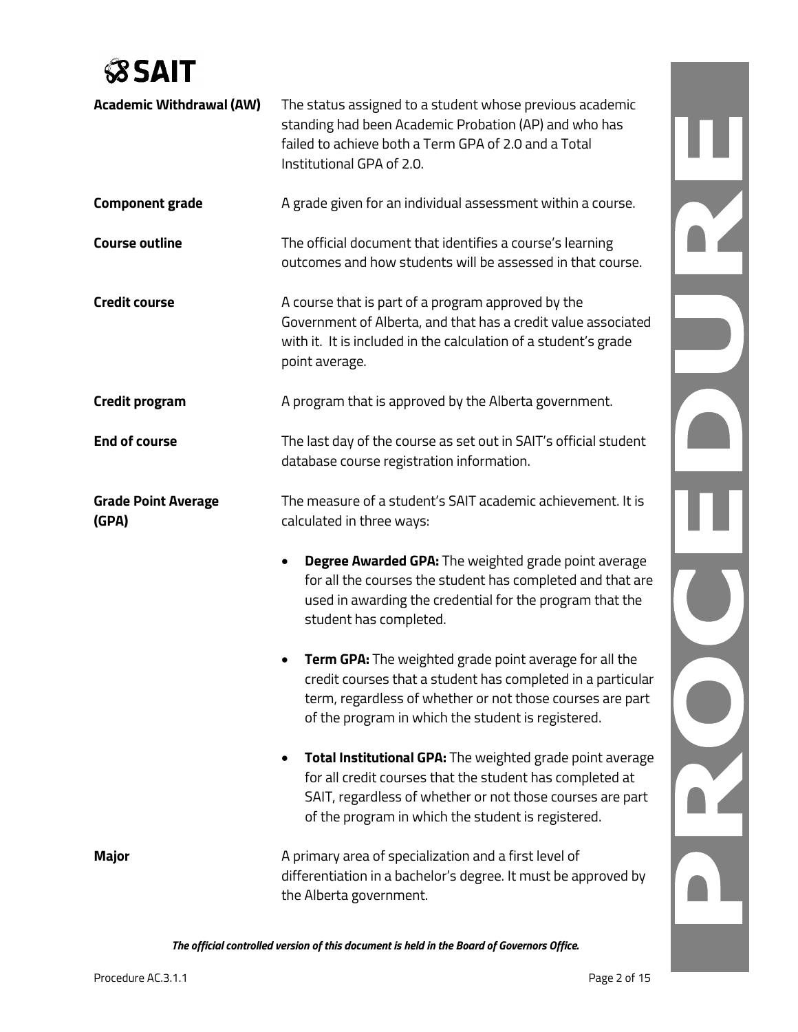**Academic Withdrawal (AW)** The status assigned to a student whose previous academic standing had been Academic Probation (AP) and who has failed to achieve both a Term GPA of 2.0 and a Total Institutional GPA of 2.0.

**Component grade** A grade given for an individual assessment within a course.

**Course outline** The official document that identifies a course's learning outcomes and how students will be assessed in that course.

**Credit course** A course that is part of a program approved by the Government of Alberta, and that has a credit value associated with it. It is included in the calculation of a student's grade point average.

**Credit program** A program that is approved by the Alberta government.

**End of course** The last day of the course as set out in SAIT's official student database course registration information.

**Grade Point Average (GPA)** The measure of a student's SAIT academic achievement. It is calculated in three ways:

- **Degree Awarded GPA:** The weighted grade point average for all the courses the student has completed and that are used in awarding the credential for the program that the student has completed.
- **Term GPA:** The weighted grade point average for all the credit courses that a student has completed in a particular term, regardless of whether or not those courses are part of the program in which the student is registered.
- **Total Institutional GPA:** The weighted grade point average for all credit courses that the student has completed at SAIT, regardless of whether or not those courses are part of the program in which the student is registered.

**Major** A primary area of specialization and a first level of differentiation in a bachelor's degree. It must be approved by the Alberta government.

*The official controlled version of this document is held in the Board of Governors Office.*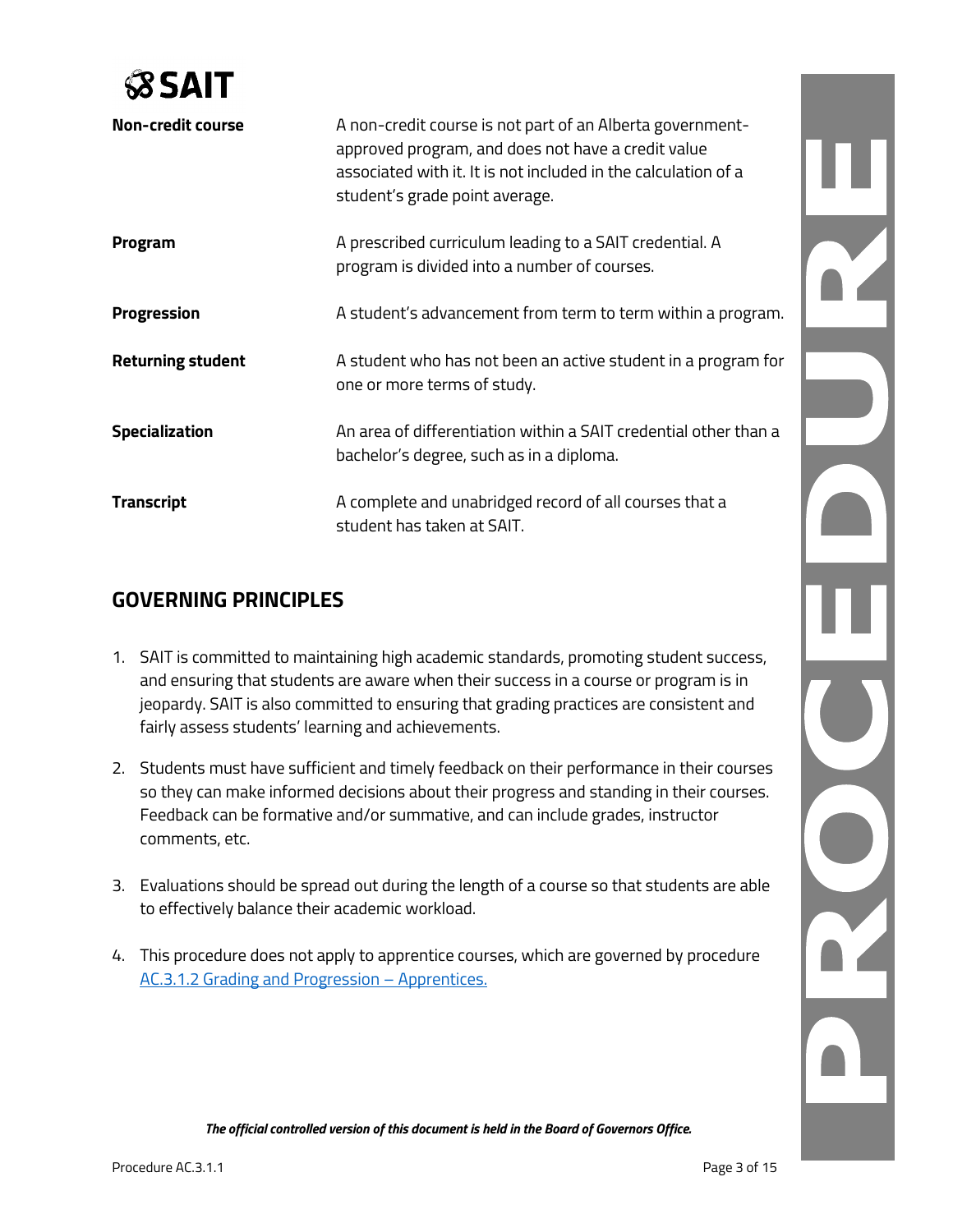| | |
|---|---|
| **Non-credit course** | A non-credit course is not part of an Alberta government-approved program, and does not have a credit value associated with it. It is not included in the calculation of a student's grade point average. |
| **Program** | A prescribed curriculum leading to a SAIT credential. A program is divided into a number of courses. |
| **Progression** | A student's advancement from term to term within a program. |
| **Returning student** | A student who has not been an active student in a program for one or more terms of study. |
| **Specialization** | An area of differentiation within a SAIT credential other than a bachelor's degree, such as in a diploma. |
| **Transcript** | A complete and unabridged record of all courses that a student has taken at SAIT. |

## GOVERNING PRINCIPLES

1. SAIT is committed to maintaining high academic standards, promoting student success, and ensuring that students are aware when their success in a course or program is in jeopardy. SAIT is also committed to ensuring that grading practices are consistent and fairly assess students' learning and achievements.

2. Students must have sufficient and timely feedback on their performance in their courses so they can make informed decisions about their progress and standing in their courses. Feedback can be formative and/or summative, and can include grades, instructor comments, etc.

3. Evaluations should be spread out during the length of a course so that students are able to effectively balance their academic workload.

4. This procedure does not apply to apprentice courses, which are governed by procedure AC.3.1.2 Grading and Progression – Apprentices.

***The official controlled version of this document is held in the Board of Governors Office.***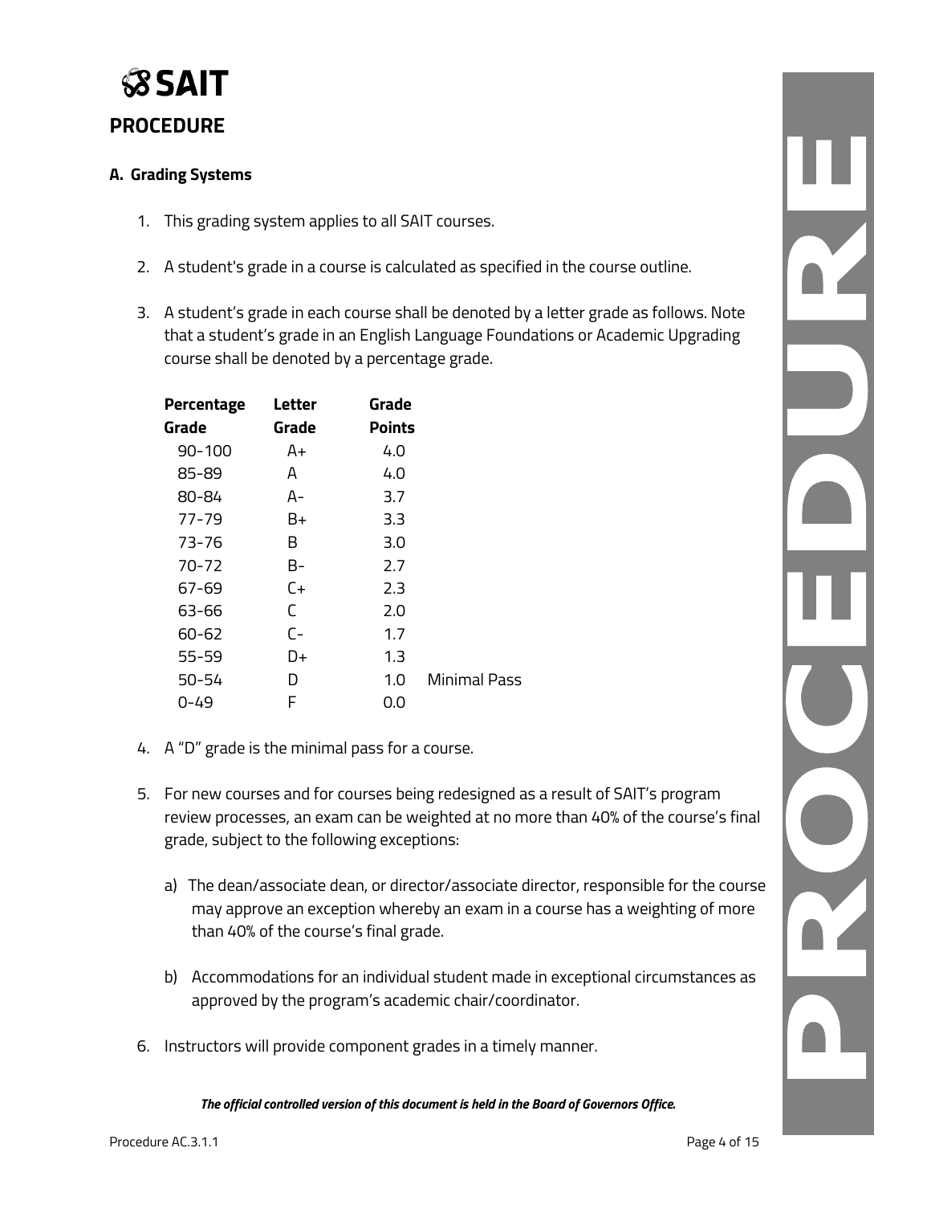# PROCEDURE

## A. Grading Systems

1. This grading system applies to all SAIT courses.

2. A student's grade in a course is calculated as specified in the course outline.

3. A student's grade in each course shall be denoted by a letter grade as follows. Note that a student's grade in an English Language Foundations or Academic Upgrading course shall be denoted by a percentage grade.

| Percentage Grade | Letter Grade | Grade Points | |
|---|---|---|---|
| 90-100 | A+ | 4.0 | |
| 85-89 | A | 4.0 | |
| 80-84 | A- | 3.7 | |
| 77-79 | B+ | 3.3 | |
| 73-76 | B | 3.0 | |
| 70-72 | B- | 2.7 | |
| 67-69 | C+ | 2.3 | |
| 63-66 | C | 2.0 | |
| 60-62 | C- | 1.7 | |
| 55-59 | D+ | 1.3 | |
| 50-54 | D | 1.0 | Minimal Pass |
| 0-49 | F | 0.0 | |

4. A "D" grade is the minimal pass for a course.

5. For new courses and for courses being redesigned as a result of SAIT's program review processes, an exam can be weighted at no more than 40% of the course's final grade, subject to the following exceptions:

   a) The dean/associate dean, or director/associate director, responsible for the course may approve an exception whereby an exam in a course has a weighting of more than 40% of the course's final grade.

   b) Accommodations for an individual student made in exceptional circumstances as approved by the program's academic chair/coordinator.

6. Instructors will provide component grades in a timely manner.

*The official controlled version of this document is held in the Board of Governors Office.*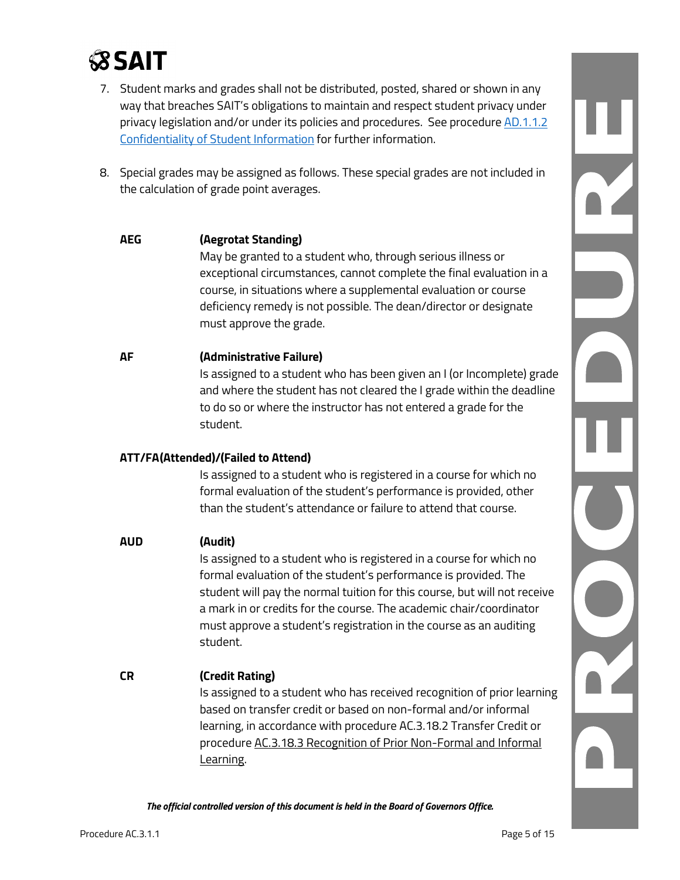7. Student marks and grades shall not be distributed, posted, shared or shown in any way that breaches SAIT's obligations to maintain and respect student privacy under privacy legislation and/or under its policies and procedures. See procedure [AD.1.1.2 Confidentiality of Student Information]() for further information.

8. Special grades may be assigned as follows. These special grades are not included in the calculation of grade point averages.

**AEG** **(Aegrotat Standing)**
May be granted to a student who, through serious illness or exceptional circumstances, cannot complete the final evaluation in a course, in situations where a supplemental evaluation or course deficiency remedy is not possible. The dean/director or designate must approve the grade.

**AF** **(Administrative Failure)**
Is assigned to a student who has been given an I (or Incomplete) grade and where the student has not cleared the I grade within the deadline to do so or where the instructor has not entered a grade for the student.

**ATT/FA(Attended)/(Failed to Attend)**
Is assigned to a student who is registered in a course for which no formal evaluation of the student's performance is provided, other than the student's attendance or failure to attend that course.

**AUD** **(Audit)**
Is assigned to a student who is registered in a course for which no formal evaluation of the student's performance is provided. The student will pay the normal tuition for this course, but will not receive a mark in or credits for the course. The academic chair/coordinator must approve a student's registration in the course as an auditing student.

**CR** **(Credit Rating)**
Is assigned to a student who has received recognition of prior learning based on transfer credit or based on non-formal and/or informal learning, in accordance with procedure AC.3.18.2 Transfer Credit or procedure AC.3.18.3 Recognition of Prior Non-Formal and Informal Learning.

*The official controlled version of this document is held in the Board of Governors Office.*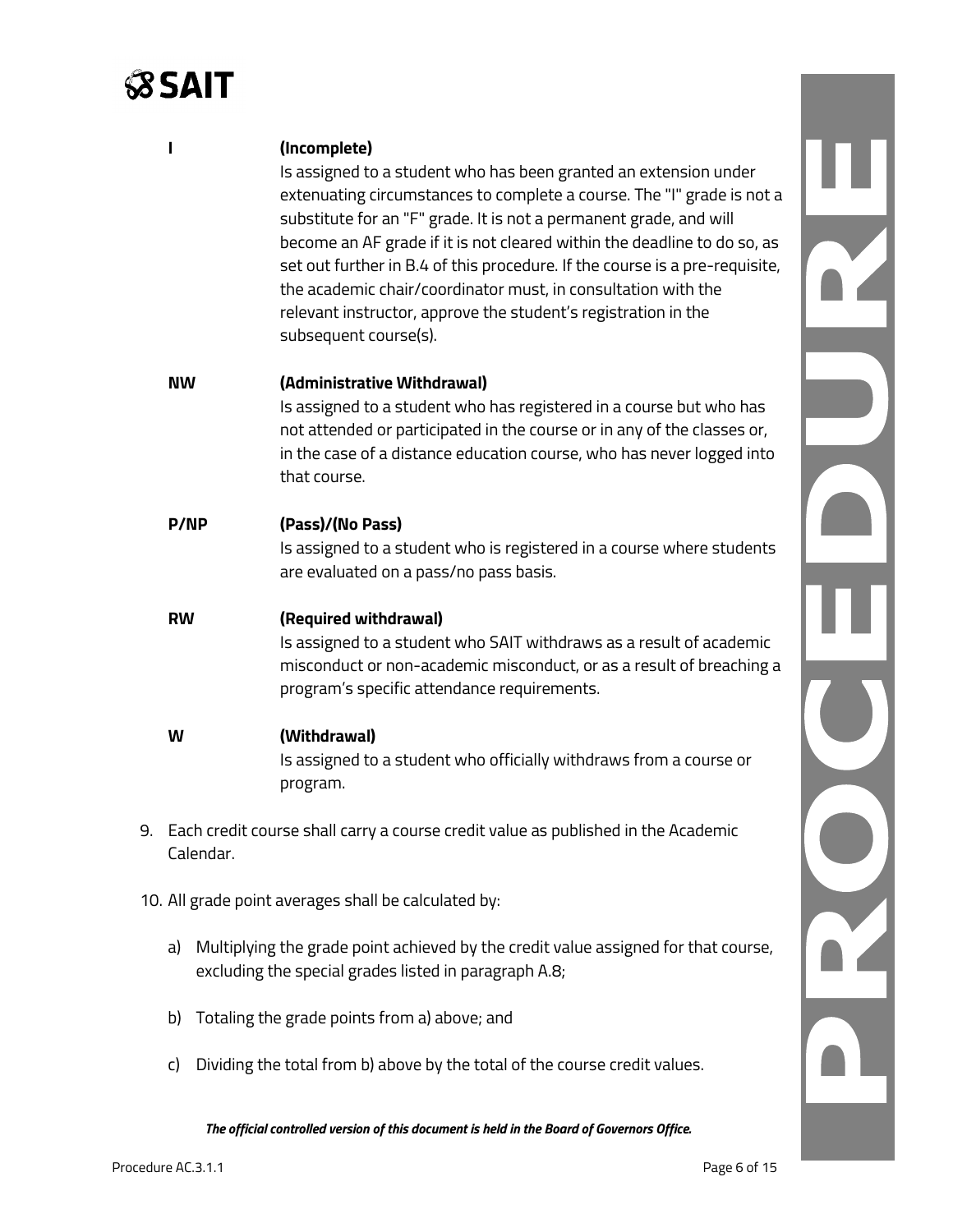**I** **(Incomplete)**
Is assigned to a student who has been granted an extension under extenuating circumstances to complete a course. The "I" grade is not a substitute for an "F" grade. It is not a permanent grade, and will become an AF grade if it is not cleared within the deadline to do so, as set out further in B.4 of this procedure. If the course is a pre-requisite, the academic chair/coordinator must, in consultation with the relevant instructor, approve the student's registration in the subsequent course(s).

**NW** **(Administrative Withdrawal)**
Is assigned to a student who has registered in a course but who has not attended or participated in the course or in any of the classes or, in the case of a distance education course, who has never logged into that course.

**P/NP** **(Pass)/(No Pass)**
Is assigned to a student who is registered in a course where students are evaluated on a pass/no pass basis.

**RW** **(Required withdrawal)**
Is assigned to a student who SAIT withdraws as a result of academic misconduct or non-academic misconduct, or as a result of breaching a program's specific attendance requirements.

**W** **(Withdrawal)**
Is assigned to a student who officially withdraws from a course or program.

9. Each credit course shall carry a course credit value as published in the Academic Calendar.

10. All grade point averages shall be calculated by:

    a) Multiplying the grade point achieved by the credit value assigned for that course, excluding the special grades listed in paragraph A.8;

    b) Totaling the grade points from a) above; and

    c) Dividing the total from b) above by the total of the course credit values.

***The official controlled version of this document is held in the Board of Governors Office.***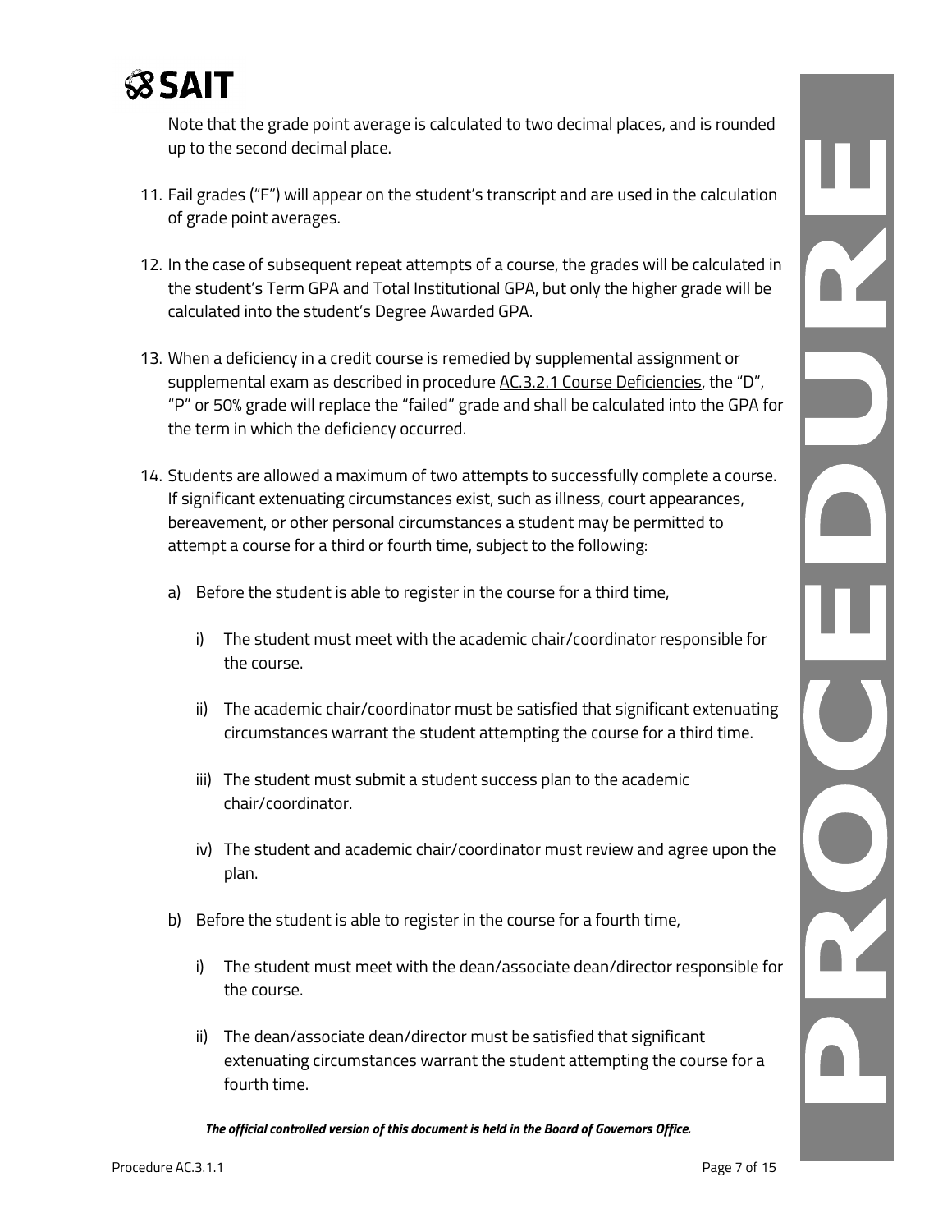Note that the grade point average is calculated to two decimal places, and is rounded up to the second decimal place.

11. Fail grades ("F") will appear on the student's transcript and are used in the calculation of grade point averages.

12. In the case of subsequent repeat attempts of a course, the grades will be calculated in the student's Term GPA and Total Institutional GPA, but only the higher grade will be calculated into the student's Degree Awarded GPA.

13. When a deficiency in a credit course is remedied by supplemental assignment or supplemental exam as described in procedure AC.3.2.1 Course Deficiencies, the "D", "P" or 50% grade will replace the "failed" grade and shall be calculated into the GPA for the term in which the deficiency occurred.

14. Students are allowed a maximum of two attempts to successfully complete a course. If significant extenuating circumstances exist, such as illness, court appearances, bereavement, or other personal circumstances a student may be permitted to attempt a course for a third or fourth time, subject to the following:

    a) Before the student is able to register in the course for a third time,

        i) The student must meet with the academic chair/coordinator responsible for the course.

        ii) The academic chair/coordinator must be satisfied that significant extenuating circumstances warrant the student attempting the course for a third time.

        iii) The student must submit a student success plan to the academic chair/coordinator.

        iv) The student and academic chair/coordinator must review and agree upon the plan.

    b) Before the student is able to register in the course for a fourth time,

        i) The student must meet with the dean/associate dean/director responsible for the course.

        ii) The dean/associate dean/director must be satisfied that significant extenuating circumstances warrant the student attempting the course for a fourth time.

***The official controlled version of this document is held in the Board of Governors Office.***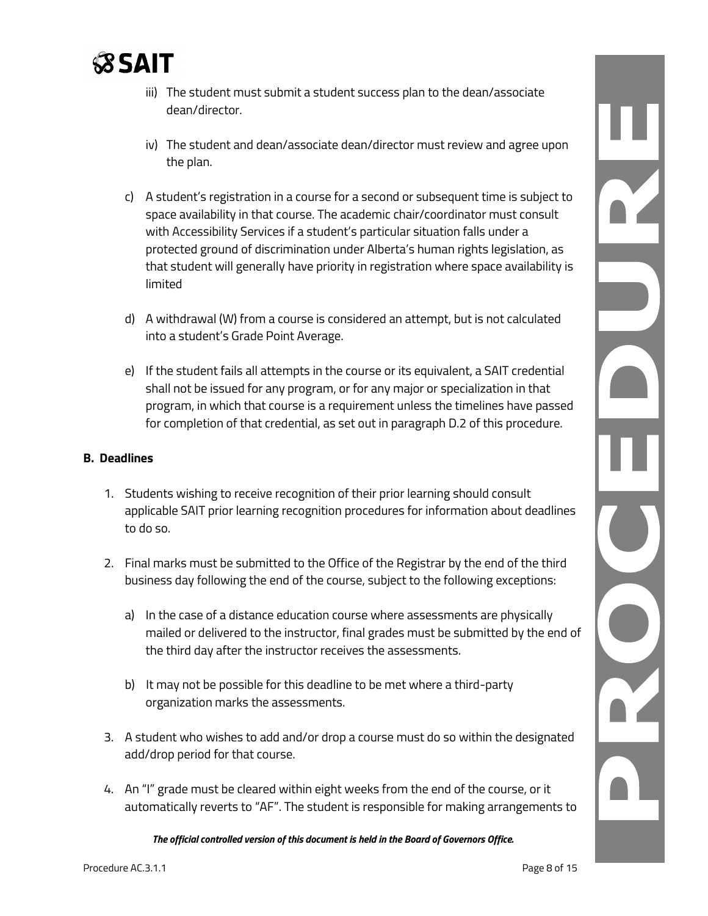iii) The student must submit a student success plan to the dean/associate dean/director.

iv) The student and dean/associate dean/director must review and agree upon the plan.

c) A student's registration in a course for a second or subsequent time is subject to space availability in that course. The academic chair/coordinator must consult with Accessibility Services if a student's particular situation falls under a protected ground of discrimination under Alberta's human rights legislation, as that student will generally have priority in registration where space availability is limited

d) A withdrawal (W) from a course is considered an attempt, but is not calculated into a student's Grade Point Average.

e) If the student fails all attempts in the course or its equivalent, a SAIT credential shall not be issued for any program, or for any major or specialization in that program, in which that course is a requirement unless the timelines have passed for completion of that credential, as set out in paragraph D.2 of this procedure.

**B. Deadlines**

1. Students wishing to receive recognition of their prior learning should consult applicable SAIT prior learning recognition procedures for information about deadlines to do so.

2. Final marks must be submitted to the Office of the Registrar by the end of the third business day following the end of the course, subject to the following exceptions:

   a) In the case of a distance education course where assessments are physically mailed or delivered to the instructor, final grades must be submitted by the end of the third day after the instructor receives the assessments.

   b) It may not be possible for this deadline to be met where a third-party organization marks the assessments.

3. A student who wishes to add and/or drop a course must do so within the designated add/drop period for that course.

4. An "I" grade must be cleared within eight weeks from the end of the course, or it automatically reverts to "AF". The student is responsible for making arrangements to

***The official controlled version of this document is held in the Board of Governors Office.***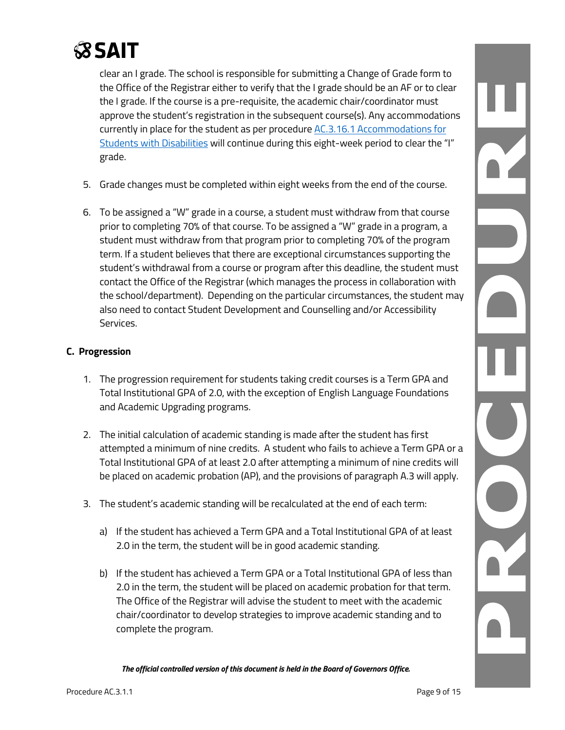clear an I grade. The school is responsible for submitting a Change of Grade form to the Office of the Registrar either to verify that the I grade should be an AF or to clear the I grade. If the course is a pre-requisite, the academic chair/coordinator must approve the student's registration in the subsequent course(s). Any accommodations currently in place for the student as per procedure [AC.3.16.1 Accommodations for Students with Disabilities](#) will continue during this eight-week period to clear the "I" grade.

5. Grade changes must be completed within eight weeks from the end of the course.

6. To be assigned a "W" grade in a course, a student must withdraw from that course prior to completing 70% of that course. To be assigned a "W" grade in a program, a student must withdraw from that program prior to completing 70% of the program term. If a student believes that there are exceptional circumstances supporting the student's withdrawal from a course or program after this deadline, the student must contact the Office of the Registrar (which manages the process in collaboration with the school/department). Depending on the particular circumstances, the student may also need to contact Student Development and Counselling and/or Accessibility Services.

**C. Progression**

1. The progression requirement for students taking credit courses is a Term GPA and Total Institutional GPA of 2.0, with the exception of English Language Foundations and Academic Upgrading programs.

2. The initial calculation of academic standing is made after the student has first attempted a minimum of nine credits. A student who fails to achieve a Term GPA or a Total Institutional GPA of at least 2.0 after attempting a minimum of nine credits will be placed on academic probation (AP), and the provisions of paragraph A.3 will apply.

3. The student's academic standing will be recalculated at the end of each term:

   a) If the student has achieved a Term GPA and a Total Institutional GPA of at least 2.0 in the term, the student will be in good academic standing.

   b) If the student has achieved a Term GPA or a Total Institutional GPA of less than 2.0 in the term, the student will be placed on academic probation for that term. The Office of the Registrar will advise the student to meet with the academic chair/coordinator to develop strategies to improve academic standing and to complete the program.

***The official controlled version of this document is held in the Board of Governors Office.***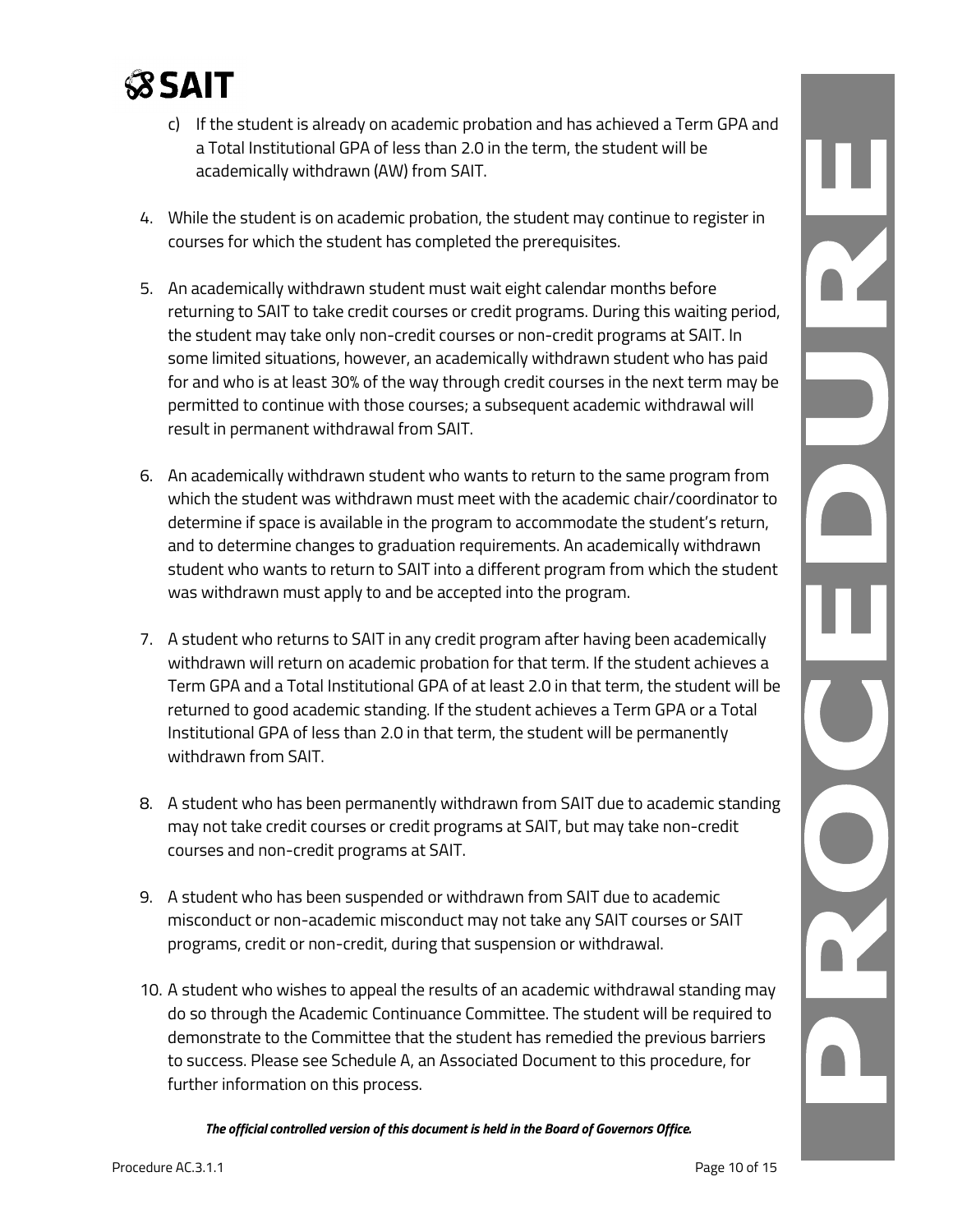c) If the student is already on academic probation and has achieved a Term GPA and a Total Institutional GPA of less than 2.0 in the term, the student will be academically withdrawn (AW) from SAIT.

4. While the student is on academic probation, the student may continue to register in courses for which the student has completed the prerequisites.

5. An academically withdrawn student must wait eight calendar months before returning to SAIT to take credit courses or credit programs. During this waiting period, the student may take only non-credit courses or non-credit programs at SAIT. In some limited situations, however, an academically withdrawn student who has paid for and who is at least 30% of the way through credit courses in the next term may be permitted to continue with those courses; a subsequent academic withdrawal will result in permanent withdrawal from SAIT.

6. An academically withdrawn student who wants to return to the same program from which the student was withdrawn must meet with the academic chair/coordinator to determine if space is available in the program to accommodate the student's return, and to determine changes to graduation requirements. An academically withdrawn student who wants to return to SAIT into a different program from which the student was withdrawn must apply to and be accepted into the program.

7. A student who returns to SAIT in any credit program after having been academically withdrawn will return on academic probation for that term. If the student achieves a Term GPA and a Total Institutional GPA of at least 2.0 in that term, the student will be returned to good academic standing. If the student achieves a Term GPA or a Total Institutional GPA of less than 2.0 in that term, the student will be permanently withdrawn from SAIT.

8. A student who has been permanently withdrawn from SAIT due to academic standing may not take credit courses or credit programs at SAIT, but may take non-credit courses and non-credit programs at SAIT.

9. A student who has been suspended or withdrawn from SAIT due to academic misconduct or non-academic misconduct may not take any SAIT courses or SAIT programs, credit or non-credit, during that suspension or withdrawal.

10. A student who wishes to appeal the results of an academic withdrawal standing may do so through the Academic Continuance Committee. The student will be required to demonstrate to the Committee that the student has remedied the previous barriers to success. Please see Schedule A, an Associated Document to this procedure, for further information on this process.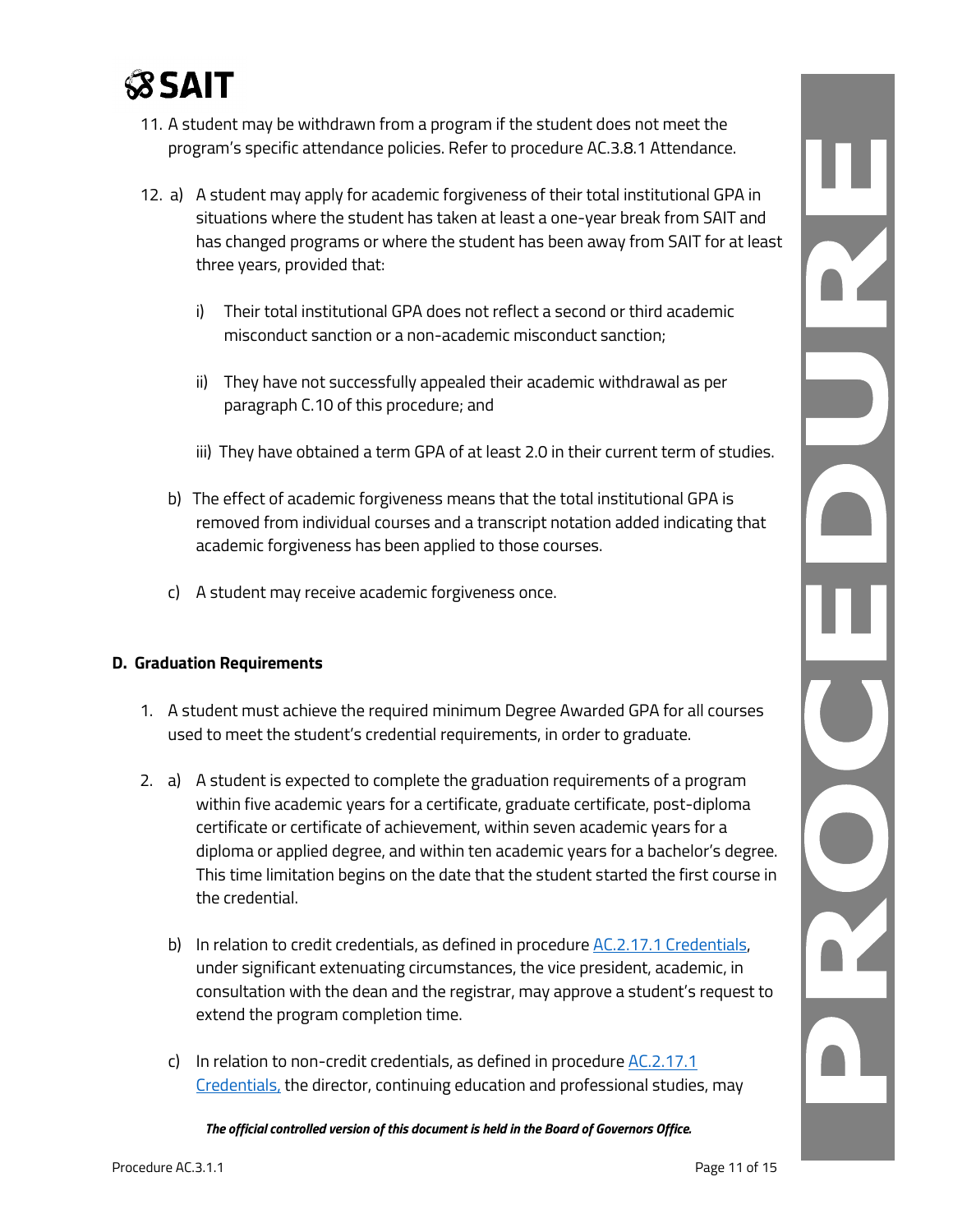11. A student may be withdrawn from a program if the student does not meet the program's specific attendance policies. Refer to procedure AC.3.8.1 Attendance.

12. a) A student may apply for academic forgiveness of their total institutional GPA in situations where the student has taken at least a one-year break from SAIT and has changed programs or where the student has been away from SAIT for at least three years, provided that:

    i) Their total institutional GPA does not reflect a second or third academic misconduct sanction or a non-academic misconduct sanction;

    ii) They have not successfully appealed their academic withdrawal as per paragraph C.10 of this procedure; and

    iii) They have obtained a term GPA of at least 2.0 in their current term of studies.

    b) The effect of academic forgiveness means that the total institutional GPA is removed from individual courses and a transcript notation added indicating that academic forgiveness has been applied to those courses.

    c) A student may receive academic forgiveness once.

**D. Graduation Requirements**

1. A student must achieve the required minimum Degree Awarded GPA for all courses used to meet the student's credential requirements, in order to graduate.

2. a) A student is expected to complete the graduation requirements of a program within five academic years for a certificate, graduate certificate, post-diploma certificate or certificate of achievement, within seven academic years for a diploma or applied degree, and within ten academic years for a bachelor's degree. This time limitation begins on the date that the student started the first course in the credential.

   b) In relation to credit credentials, as defined in procedure [AC.2.17.1 Credentials](), under significant extenuating circumstances, the vice president, academic, in consultation with the dean and the registrar, may approve a student's request to extend the program completion time.

   c) In relation to non-credit credentials, as defined in procedure [AC.2.17.1 Credentials,]() the director, continuing education and professional studies, may

*The official controlled version of this document is held in the Board of Governors Office.*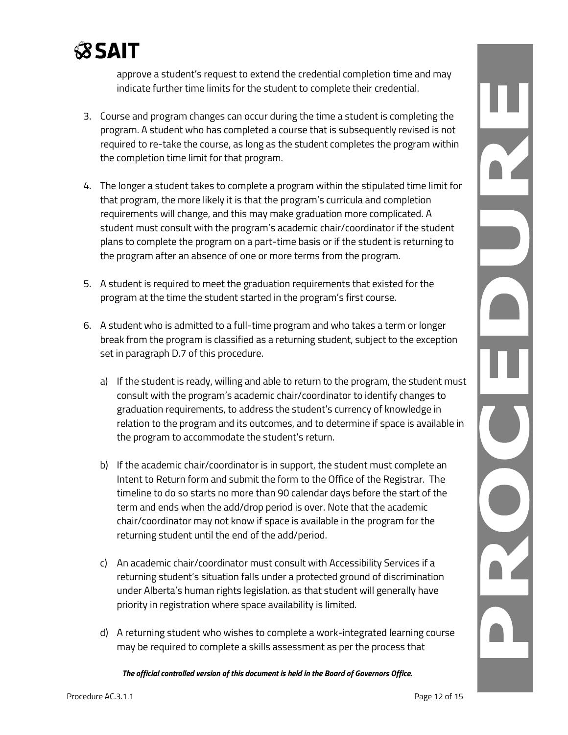approve a student's request to extend the credential completion time and may indicate further time limits for the student to complete their credential.

3. Course and program changes can occur during the time a student is completing the program. A student who has completed a course that is subsequently revised is not required to re-take the course, as long as the student completes the program within the completion time limit for that program.

4. The longer a student takes to complete a program within the stipulated time limit for that program, the more likely it is that the program's curricula and completion requirements will change, and this may make graduation more complicated. A student must consult with the program's academic chair/coordinator if the student plans to complete the program on a part-time basis or if the student is returning to the program after an absence of one or more terms from the program.

5. A student is required to meet the graduation requirements that existed for the program at the time the student started in the program's first course.

6. A student who is admitted to a full-time program and who takes a term or longer break from the program is classified as a returning student, subject to the exception set in paragraph D.7 of this procedure.

   a) If the student is ready, willing and able to return to the program, the student must consult with the program's academic chair/coordinator to identify changes to graduation requirements, to address the student's currency of knowledge in relation to the program and its outcomes, and to determine if space is available in the program to accommodate the student's return.

   b) If the academic chair/coordinator is in support, the student must complete an Intent to Return form and submit the form to the Office of the Registrar. The timeline to do so starts no more than 90 calendar days before the start of the term and ends when the add/drop period is over. Note that the academic chair/coordinator may not know if space is available in the program for the returning student until the end of the add/period.

   c) An academic chair/coordinator must consult with Accessibility Services if a returning student's situation falls under a protected ground of discrimination under Alberta's human rights legislation. as that student will generally have priority in registration where space availability is limited.

   d) A returning student who wishes to complete a work-integrated learning course may be required to complete a skills assessment as per the process that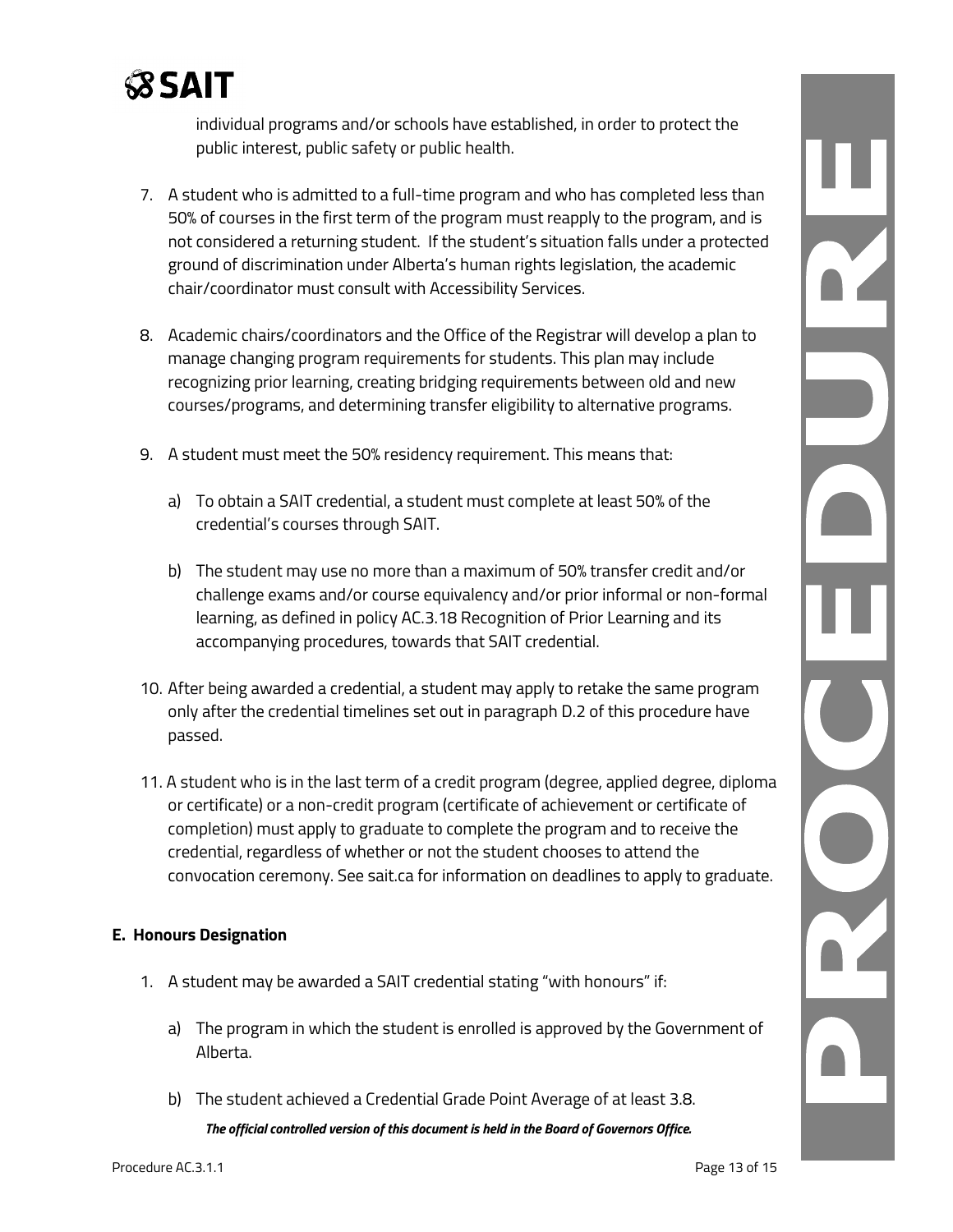individual programs and/or schools have established, in order to protect the public interest, public safety or public health.

7. A student who is admitted to a full-time program and who has completed less than 50% of courses in the first term of the program must reapply to the program, and is not considered a returning student. If the student's situation falls under a protected ground of discrimination under Alberta's human rights legislation, the academic chair/coordinator must consult with Accessibility Services.

8. Academic chairs/coordinators and the Office of the Registrar will develop a plan to manage changing program requirements for students. This plan may include recognizing prior learning, creating bridging requirements between old and new courses/programs, and determining transfer eligibility to alternative programs.

9. A student must meet the 50% residency requirement. This means that:

   a) To obtain a SAIT credential, a student must complete at least 50% of the credential's courses through SAIT.

   b) The student may use no more than a maximum of 50% transfer credit and/or challenge exams and/or course equivalency and/or prior informal or non-formal learning, as defined in policy AC.3.18 Recognition of Prior Learning and its accompanying procedures, towards that SAIT credential.

10. After being awarded a credential, a student may apply to retake the same program only after the credential timelines set out in paragraph D.2 of this procedure have passed.

11. A student who is in the last term of a credit program (degree, applied degree, diploma or certificate) or a non-credit program (certificate of achievement or certificate of completion) must apply to graduate to complete the program and to receive the credential, regardless of whether or not the student chooses to attend the convocation ceremony. See sait.ca for information on deadlines to apply to graduate.

## E. Honours Designation

1. A student may be awarded a SAIT credential stating "with honours" if:

   a) The program in which the student is enrolled is approved by the Government of Alberta.

   b) The student achieved a Credential Grade Point Average of at least 3.8.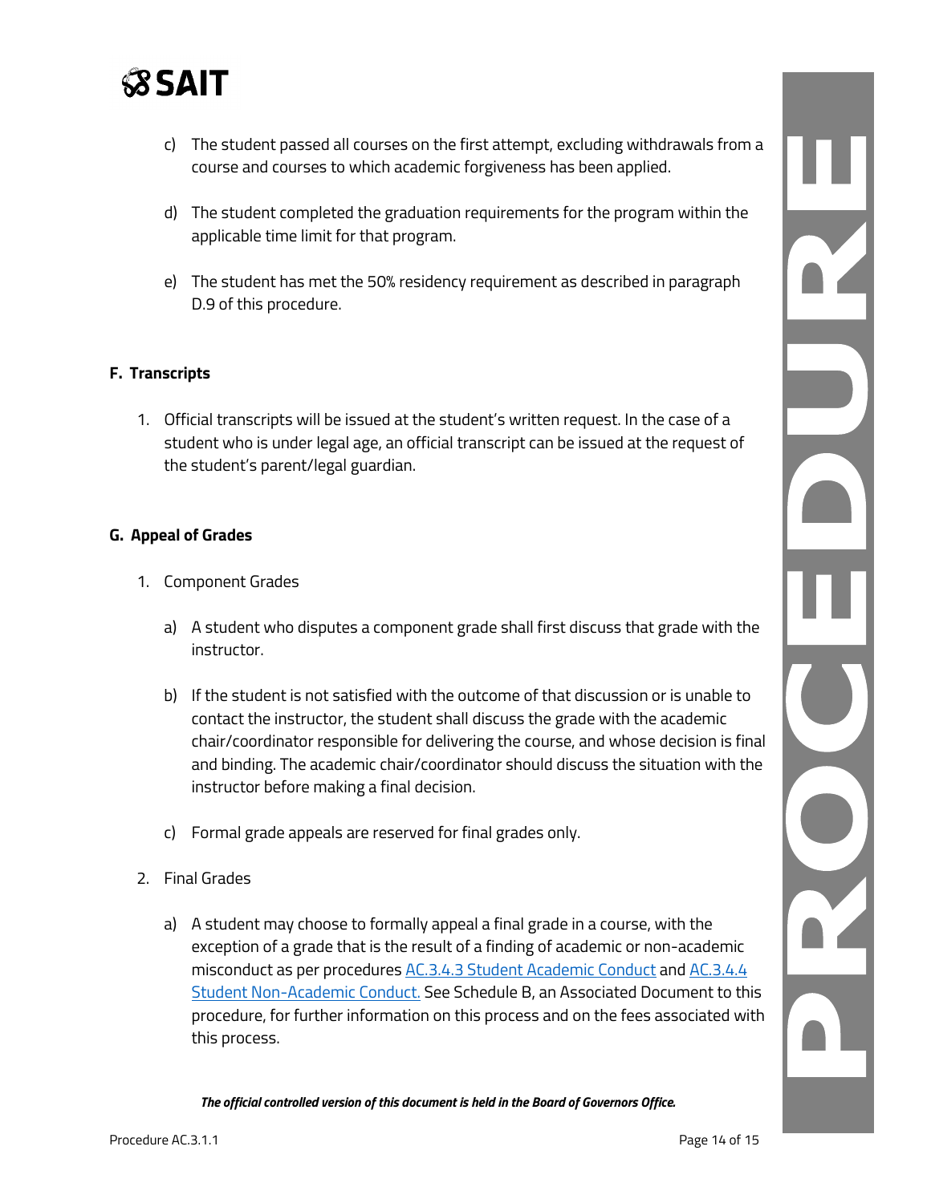c) The student passed all courses on the first attempt, excluding withdrawals from a course and courses to which academic forgiveness has been applied.

d) The student completed the graduation requirements for the program within the applicable time limit for that program.

e) The student has met the 50% residency requirement as described in paragraph D.9 of this procedure.

## F. Transcripts

1. Official transcripts will be issued at the student's written request. In the case of a student who is under legal age, an official transcript can be issued at the request of the student's parent/legal guardian.

## G. Appeal of Grades

1. Component Grades

   a) A student who disputes a component grade shall first discuss that grade with the instructor.

   b) If the student is not satisfied with the outcome of that discussion or is unable to contact the instructor, the student shall discuss the grade with the academic chair/coordinator responsible for delivering the course, and whose decision is final and binding. The academic chair/coordinator should discuss the situation with the instructor before making a final decision.

   c) Formal grade appeals are reserved for final grades only.

2. Final Grades

   a) A student may choose to formally appeal a final grade in a course, with the exception of a grade that is the result of a finding of academic or non-academic misconduct as per procedures AC.3.4.3 Student Academic Conduct and AC.3.4.4 Student Non-Academic Conduct. See Schedule B, an Associated Document to this procedure, for further information on this process and on the fees associated with this process.

*The official controlled version of this document is held in the Board of Governors Office.*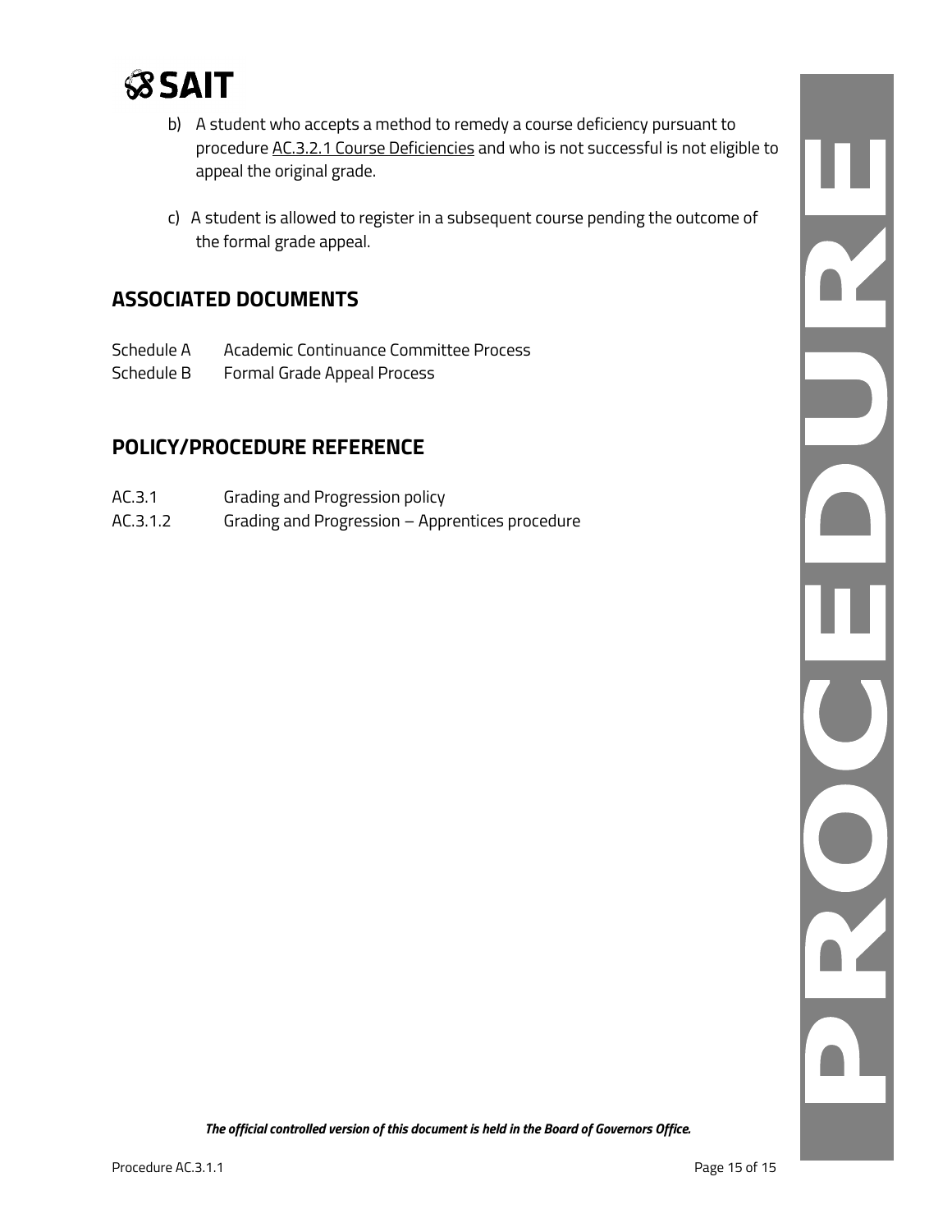b) A student who accepts a method to remedy a course deficiency pursuant to procedure AC.3.2.1 Course Deficiencies and who is not successful is not eligible to appeal the original grade.

c) A student is allowed to register in a subsequent course pending the outcome of the formal grade appeal.

## ASSOCIATED DOCUMENTS

| | |
|---|---|
| Schedule A | Academic Continuance Committee Process |
| Schedule B | Formal Grade Appeal Process |

## POLICY/PROCEDURE REFERENCE

| | |
|---|---|
| AC.3.1 | Grading and Progression policy |
| AC.3.1.2 | Grading and Progression – Apprentices procedure |

***The official controlled version of this document is held in the Board of Governors Office.***